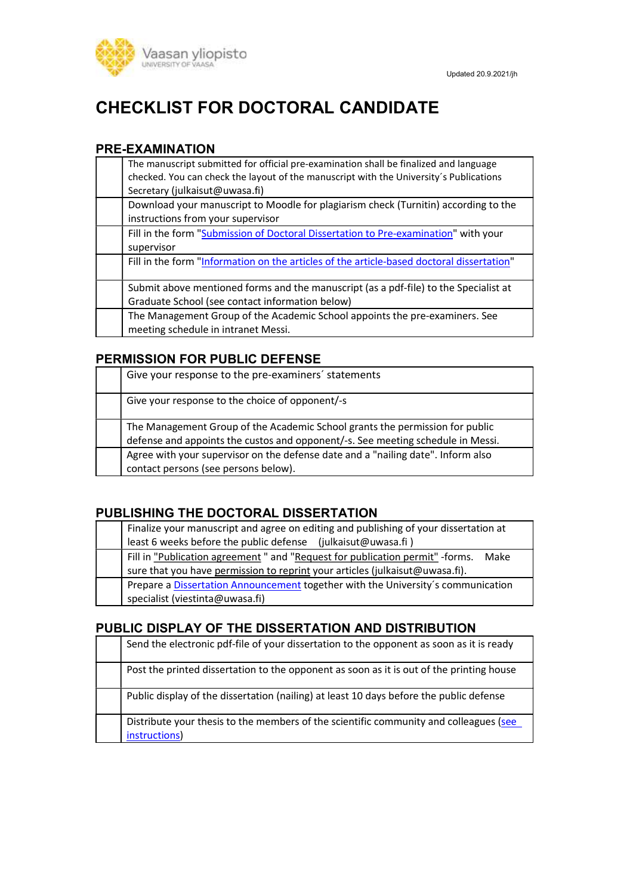Updated 20.9.2021/jh

# CHECKLIST FOR DOCTORAL CANDIDATE

## PRE-EXAMINATION

| | |
|---|---|
| | The manuscript submitted for official pre-examination shall be finalized and language checked. You can check the layout of the manuscript with the University´s Publications Secretary (julkaisut@uwasa.fi) |
| | Download your manuscript to Moodle for plagiarism check (Turnitin) according to the instructions from your supervisor |
| | Fill in the form "Submission of Doctoral Dissertation to Pre-examination" with your supervisor |
| | Fill in the form "Information on the articles of the article-based doctoral dissertation" |
| | Submit above mentioned forms and the manuscript (as a pdf-file) to the Specialist at Graduate School (see contact information below) |
| | The Management Group of the Academic School appoints the pre-examiners. See meeting schedule in intranet Messi. |

## PERMISSION FOR PUBLIC DEFENSE

| | |
|---|---|
| | Give your response to the pre-examiners´ statements |
| | Give your response to the choice of opponent/-s |
| | The Management Group of the Academic School grants the permission for public defense and appoints the custos and opponent/-s. See meeting schedule in Messi. |
| | Agree with your supervisor on the defense date and a "nailing date". Inform also contact persons (see persons below). |

## PUBLISHING THE DOCTORAL DISSERTATION

| | |
|---|---|
| | Finalize your manuscript and agree on editing and publishing of your dissertation at least 6 weeks before the public defense (julkaisut@uwasa.fi ) |
| | Fill in "Publication agreement " and "Request for publication permit" -forms. Make sure that you have permission to reprint your articles (julkaisut@uwasa.fi). |
| | Prepare a Dissertation Announcement together with the University´s communication specialist (viestinta@uwasa.fi) |

## PUBLIC DISPLAY OF THE DISSERTATION AND DISTRIBUTION

| | |
|---|---|
| | Send the electronic pdf-file of your dissertation to the opponent as soon as it is ready |
| | Post the printed dissertation to the opponent as soon as it is out of the printing house |
| | Public display of the dissertation (nailing) at least 10 days before the public defense |
| | Distribute your thesis to the members of the scientific community and colleagues (see instructions) |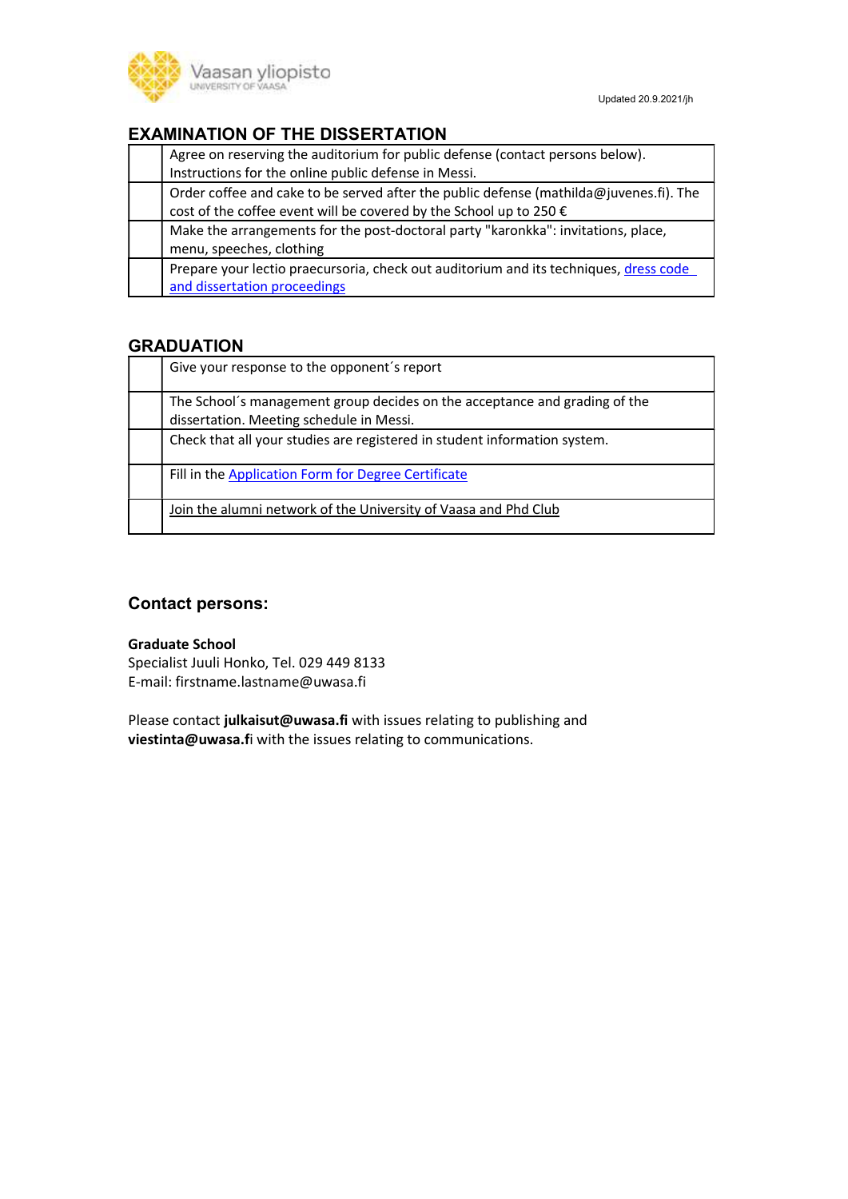Updated 20.9.2021/jh

## EXAMINATION OF THE DISSERTATION

| | |
|---|---|
| | Agree on reserving the auditorium for public defense (contact persons below). Instructions for the online public defense in Messi. |
| | Order coffee and cake to be served after the public defense (mathilda@juvenes.fi). The cost of the coffee event will be covered by the School up to 250 € |
| | Make the arrangements for the post-doctoral party "karonkka": invitations, place, menu, speeches, clothing |
| | Prepare your lectio praecursoria, check out auditorium and its techniques, dress code and dissertation proceedings |

## GRADUATION

| | |
|---|---|
| | Give your response to the opponent´s report |
| | The School´s management group decides on the acceptance and grading of the dissertation. Meeting schedule in Messi. |
| | Check that all your studies are registered in student information system. |
| | Fill in the Application Form for Degree Certificate |
| | Join the alumni network of the University of Vaasa and Phd Club |

### Contact persons:

**Graduate School**
Specialist Juuli Honko, Tel. 029 449 8133
E-mail: firstname.lastname@uwasa.fi

Please contact **julkaisut@uwasa.fi** with issues relating to publishing and **viestinta@uwasa.fi** with the issues relating to communications.